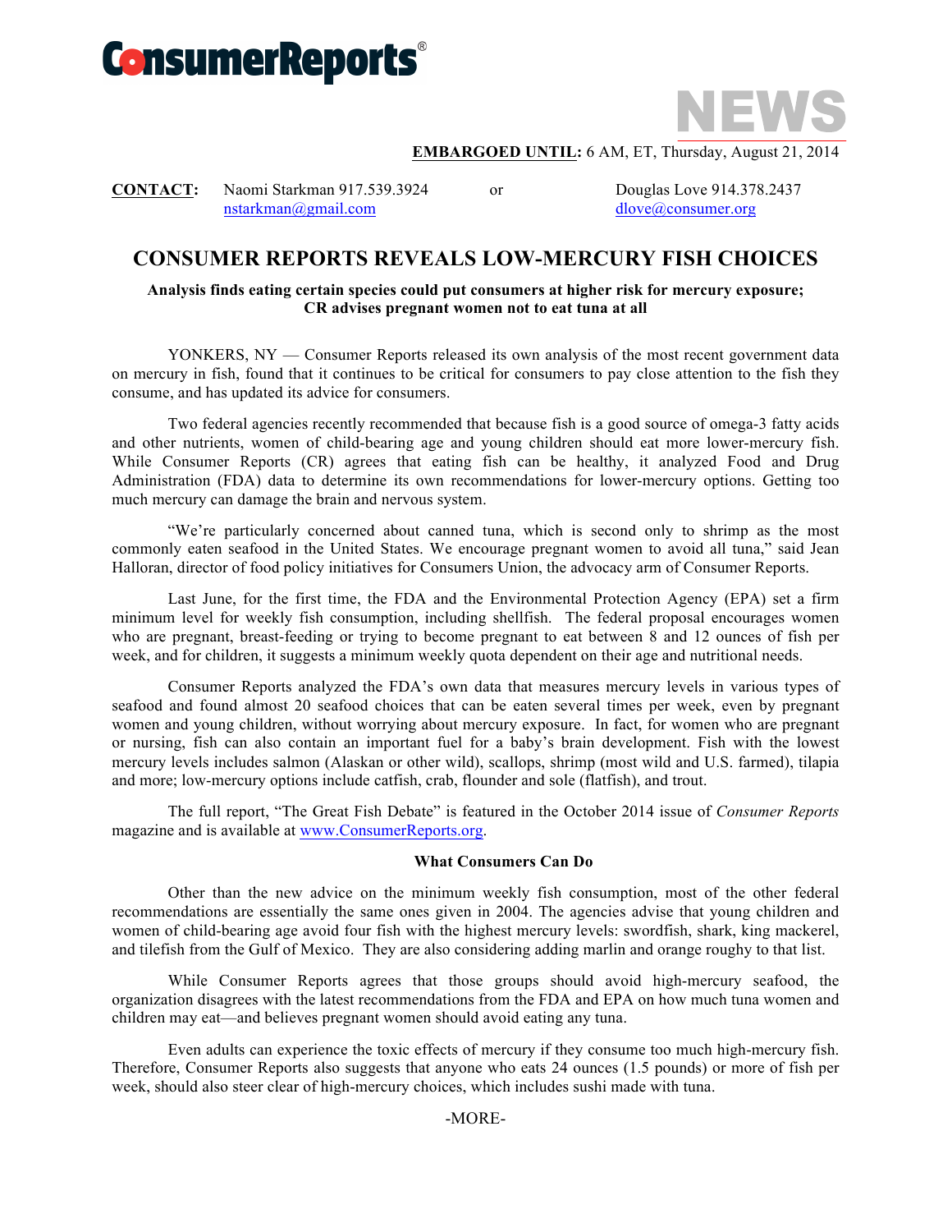ConsumerReports®

NEWS

**EMBARGOED UNTIL:** 6 AM, ET, Thursday, August 21, 2014

**CONTACT:** Naomi Starkman 917.539.3924 nstarkman@gmail.com or Douglas Love 914.378.2437 dlove@consumer.org

# CONSUMER REPORTS REVEALS LOW-MERCURY FISH CHOICES

**Analysis finds eating certain species could put consumers at higher risk for mercury exposure; CR advises pregnant women not to eat tuna at all**

YONKERS, NY — Consumer Reports released its own analysis of the most recent government data on mercury in fish, found that it continues to be critical for consumers to pay close attention to the fish they consume, and has updated its advice for consumers.

Two federal agencies recently recommended that because fish is a good source of omega-3 fatty acids and other nutrients, women of child-bearing age and young children should eat more lower-mercury fish. While Consumer Reports (CR) agrees that eating fish can be healthy, it analyzed Food and Drug Administration (FDA) data to determine its own recommendations for lower-mercury options. Getting too much mercury can damage the brain and nervous system.

"We're particularly concerned about canned tuna, which is second only to shrimp as the most commonly eaten seafood in the United States. We encourage pregnant women to avoid all tuna," said Jean Halloran, director of food policy initiatives for Consumers Union, the advocacy arm of Consumer Reports.

Last June, for the first time, the FDA and the Environmental Protection Agency (EPA) set a firm minimum level for weekly fish consumption, including shellfish. The federal proposal encourages women who are pregnant, breast-feeding or trying to become pregnant to eat between 8 and 12 ounces of fish per week, and for children, it suggests a minimum weekly quota dependent on their age and nutritional needs.

Consumer Reports analyzed the FDA's own data that measures mercury levels in various types of seafood and found almost 20 seafood choices that can be eaten several times per week, even by pregnant women and young children, without worrying about mercury exposure. In fact, for women who are pregnant or nursing, fish can also contain an important fuel for a baby's brain development. Fish with the lowest mercury levels includes salmon (Alaskan or other wild), scallops, shrimp (most wild and U.S. farmed), tilapia and more; low-mercury options include catfish, crab, flounder and sole (flatfish), and trout.

The full report, "The Great Fish Debate" is featured in the October 2014 issue of *Consumer Reports* magazine and is available at www.ConsumerReports.org.

**What Consumers Can Do**

Other than the new advice on the minimum weekly fish consumption, most of the other federal recommendations are essentially the same ones given in 2004. The agencies advise that young children and women of child-bearing age avoid four fish with the highest mercury levels: swordfish, shark, king mackerel, and tilefish from the Gulf of Mexico. They are also considering adding marlin and orange roughy to that list.

While Consumer Reports agrees that those groups should avoid high-mercury seafood, the organization disagrees with the latest recommendations from the FDA and EPA on how much tuna women and children may eat—and believes pregnant women should avoid eating any tuna.

Even adults can experience the toxic effects of mercury if they consume too much high-mercury fish. Therefore, Consumer Reports also suggests that anyone who eats 24 ounces (1.5 pounds) or more of fish per week, should also steer clear of high-mercury choices, which includes sushi made with tuna.

-MORE-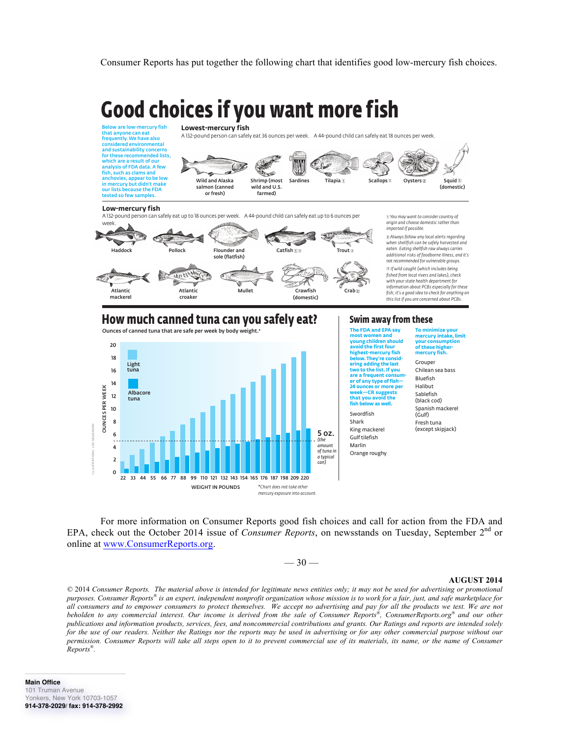Consumer Reports has put together the following chart that identifies good low-mercury fish choices.

# Good choices if you want more fish

Below are low-mercury fish that anyone can eat frequently. We have also considered environmental and sustainability concerns for these recommended lists, which are a result of our analysis of FDA data. A few fish, such as clams and anchovies, appear to be low in mercury but didn't make our lists because the FDA tested so few samples.

### Lowest-mercury fish

A 132-pound person can safely eat 36 ounces per week. A 44-pound child can safely eat 18 ounces per week.

Wild and Alaska salmon (canned or fresh)
Shrimp (most wild and U.S. farmed)
Sardines
Tilapia [1]
Scallops [2]
Oysters [2]
Squid [1] (domestic)

### Low-mercury fish

A 132-pound person can safely eat up to 18 ounces per week. A 44-pound child can safely eat up to 6 ounces per week.

Haddock
Pollock
Flounder and sole (flatfish)
Catfish [1] [3]
Trout [3]
Atlantic mackerel
Atlantic croaker
Mullet
Crawfish (domestic)
Crab [2]

[1] You may want to consider country of origin and choose domestic rather than imported if possible.

[2] Always follow any local alerts regarding when shellfish can be safely harvested and eaten. Eating shellfish raw always carries additional risks of foodborne illness, and it's not recommended for vulnerable groups.

[3] If wild caught (which includes being fished from local rivers and lakes), check with your state health department for information about PCBs especially for these fish; it's a good idea to check for anything on this list if you are concerned about PCBs.

## How much canned tuna can you safely eat?

Ounces of canned tuna that are safe per week by body weight.*

Light tuna
Albacore tuna

OUNCES PER WEEK

0 2 4 6 8 10 12 14 16 18 20

WEIGHT IN POUNDS

22 33 44 55 66 77 88 99 110 121 132 143 154 165 176 187 198 209 220

5 oz. (the amount of tuna in a typical can)

*Chart does not take other mercury exposure into account.

ILLUSTRATIONS: JOE MCKENDRY

## Swim away from these

**The FDA and EPA say most women and young children should avoid the first four highest-mercury fish below. They're considering adding the last two to the list. If you are a frequent consumer of any type of fish—24 ounces or more per week—CR suggests that you avoid the fish below as well.**

- Swordfish
- Shark
- King mackerel
- Gulf tilefish
- Marlin
- Orange roughy

**To minimize your mercury intake, limit your consumption of these higher-mercury fish.**

- Grouper
- Chilean sea bass
- Bluefish
- Halibut
- Sablefish (black cod)
- Spanish mackerel (Gulf)
- Fresh tuna (except skipjack)

For more information on Consumer Reports good fish choices and call for action from the FDA and EPA, check out the October 2014 issue of *Consumer Reports*, on newsstands on Tuesday, September 2nd or online at www.ConsumerReports.org.

**AUGUST 2014**

*© 2014 Consumer Reports. The material above is intended for legitimate news entities only; it may not be used for advertising or promotional purposes. Consumer Reports® is an expert, independent nonprofit organization whose mission is to work for a fair, just, and safe marketplace for all consumers and to empower consumers to protect themselves. We accept no advertising and pay for all the products we test. We are not beholden to any commercial interest. Our income is derived from the sale of Consumer Reports®, ConsumerReports.org® and our other publications and information products, services, fees, and noncommercial contributions and grants. Our Ratings and reports are intended solely for the use of our readers. Neither the Ratings nor the reports may be used in advertising or for any other commercial purpose without our permission. Consumer Reports will take all steps open to it to prevent commercial use of its materials, its name, or the name of Consumer Reports®.*

**Main Office**
101 Truman Avenue
Yonkers, New York 10703-1057
**914-378-2029/ fax: 914-378-2992**